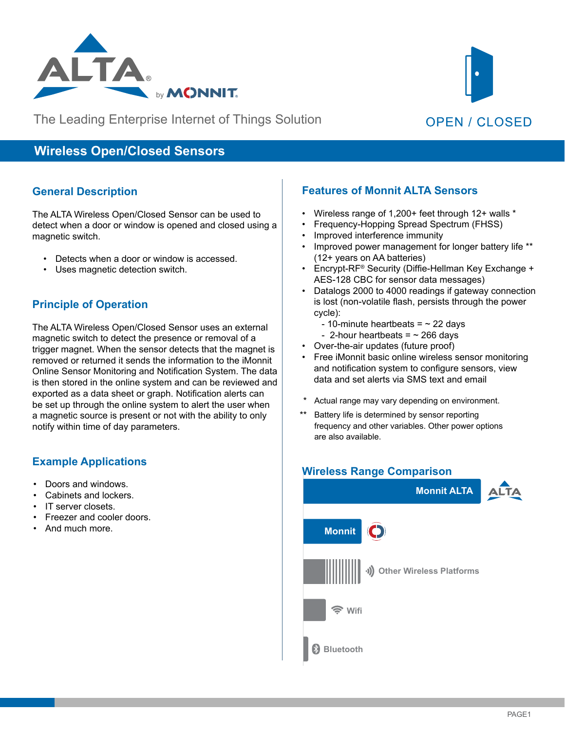ALTA® by MONNIT

The Leading Enterprise Internet of Things Solution

OPEN / CLOSED

# Wireless Open/Closed Sensors

## General Description

The ALTA Wireless Open/Closed Sensor can be used to detect when a door or window is opened and closed using a magnetic switch.

- Detects when a door or window is accessed.
- Uses magnetic detection switch.

## Principle of Operation

The ALTA Wireless Open/Closed Sensor uses an external magnetic switch to detect the presence or removal of a trigger magnet. When the sensor detects that the magnet is removed or returned it sends the information to the iMonnit Online Sensor Monitoring and Notification System. The data is then stored in the online system and can be reviewed and exported as a data sheet or graph. Notification alerts can be set up through the online system to alert the user when a magnetic source is present or not with the ability to only notify within time of day parameters.

## Example Applications

- Doors and windows.
- Cabinets and lockers.
- IT server closets.
- Freezer and cooler doors.
- And much more.

## Features of Monnit ALTA Sensors

- Wireless range of 1,200+ feet through 12+ walls *
- Frequency-Hopping Spread Spectrum (FHSS)
- Improved interference immunity
- Improved power management for longer battery life ** (12+ years on AA batteries)
- Encrypt-RF® Security (Diffie-Hellman Key Exchange + AES-128 CBC for sensor data messages)
- Datalogs 2000 to 4000 readings if gateway connection is lost (non-volatile flash, persists through the power cycle):
  - 10-minute heartbeats = ~ 22 days
  - 2-hour heartbeats = ~ 266 days
- Over-the-air updates (future proof)
- Free iMonnit basic online wireless sensor monitoring and notification system to configure sensors, view data and set alerts via SMS text and email

\* Actual range may vary depending on environment.

** Battery life is determined by sensor reporting frequency and other variables. Other power options are also available.

## Wireless Range Comparison

- Monnit ALTA
- Monnit
- Other Wireless Platforms
- Wifi
- Bluetooth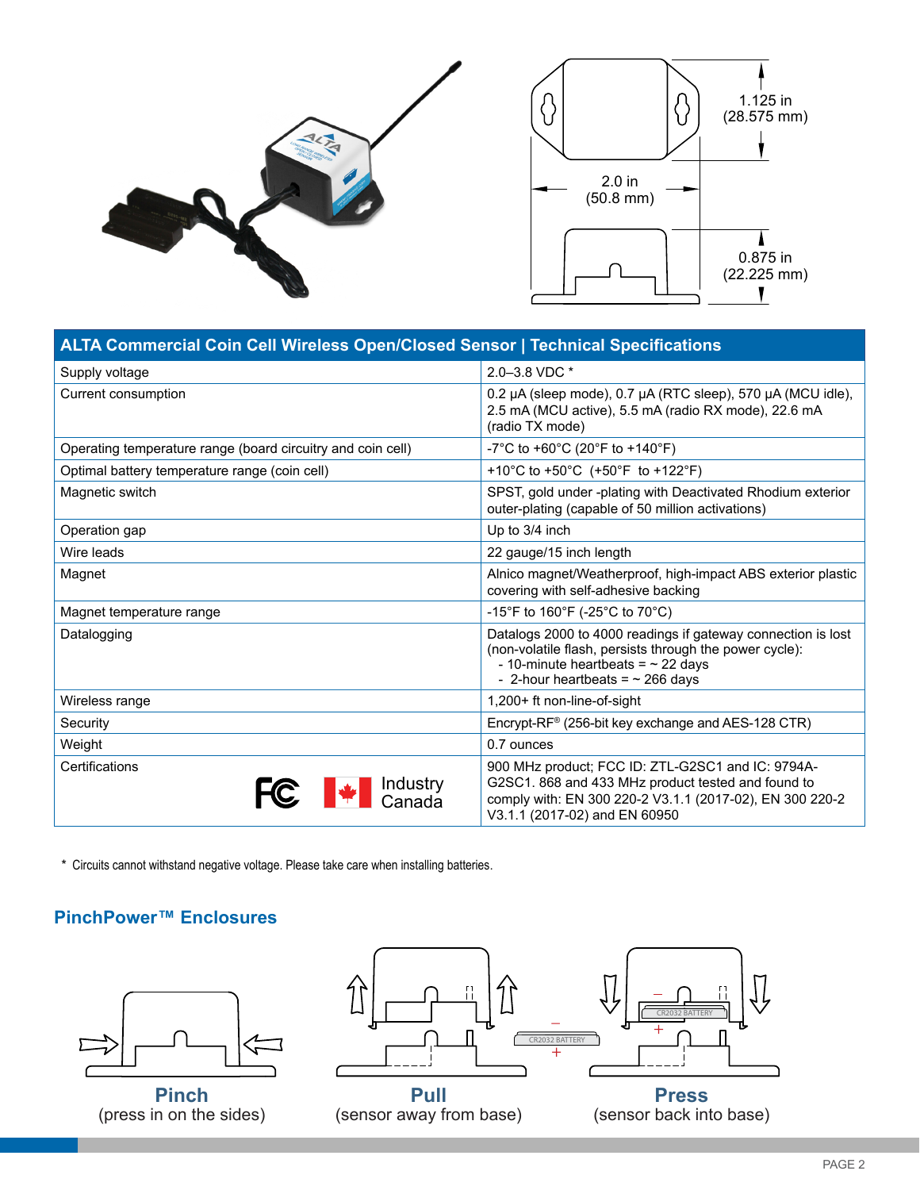| ALTA Commercial Coin Cell Wireless Open/Closed Sensor \| Technical Specifications | |
|---|---|
| Supply voltage | 2.0–3.8 VDC * |
| Current consumption | 0.2 µA (sleep mode), 0.7 µA (RTC sleep), 570 µA (MCU idle), 2.5 mA (MCU active), 5.5 mA (radio RX mode), 22.6 mA (radio TX mode) |
| Operating temperature range (board circuitry and coin cell) | -7°C to +60°C (20°F to +140°F) |
| Optimal battery temperature range (coin cell) | +10°C to +50°C (+50°F to +122°F) |
| Magnetic switch | SPST, gold under -plating with Deactivated Rhodium exterior outer-plating (capable of 50 million activations) |
| Operation gap | Up to 3/4 inch |
| Wire leads | 22 gauge/15 inch length |
| Magnet | Alnico magnet/Weatherproof, high-impact ABS exterior plastic covering with self-adhesive backing |
| Magnet temperature range | -15°F to 160°F (-25°C to 70°C) |
| Datalogging | Datalogs 2000 to 4000 readings if gateway connection is lost (non-volatile flash, persists through the power cycle):<br>- 10-minute heartbeats = ~ 22 days<br>- 2-hour heartbeats = ~ 266 days |
| Wireless range | 1,200+ ft non-line-of-sight |
| Security | Encrypt-RF® (256-bit key exchange and AES-128 CTR) |
| Weight | 0.7 ounces |
| Certifications (FC, Industry Canada) | 900 MHz product; FCC ID: ZTL-G2SC1 and IC: 9794A-G2SC1. 868 and 433 MHz product tested and found to comply with: EN 300 220-2 V3.1.1 (2017-02), EN 300 220-2 V3.1.1 (2017-02) and EN 60950 |

\* Circuits cannot withstand negative voltage. Please take care when installing batteries.

## PinchPower™ Enclosures

**Pinch**
(press in on the sides)

**Pull**
(sensor away from base)

**Press**
(sensor back into base)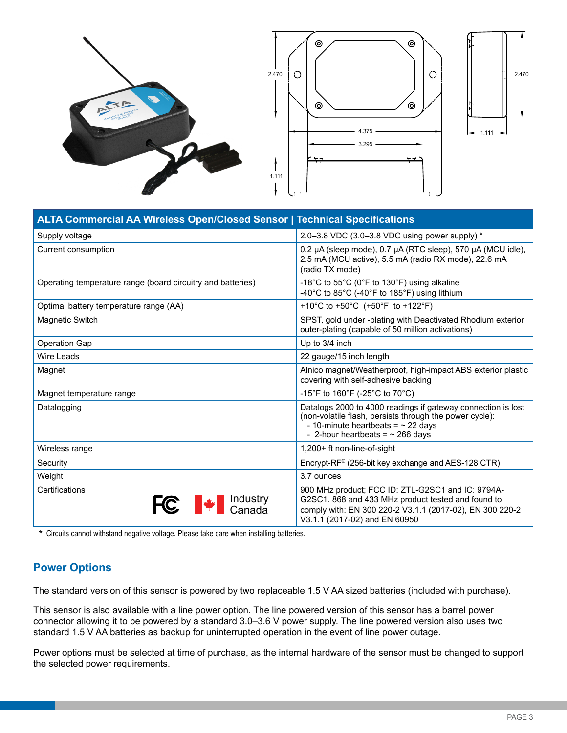| ALTA Commercial AA Wireless Open/Closed Sensor \| Technical Specifications | |
|---|---|
| Supply voltage | 2.0–3.8 VDC (3.0–3.8 VDC using power supply) * |
| Current consumption | 0.2 µA (sleep mode), 0.7 µA (RTC sleep), 570 µA (MCU idle), 2.5 mA (MCU active), 5.5 mA (radio RX mode), 22.6 mA (radio TX mode) |
| Operating temperature range (board circuitry and batteries) | -18°C to 55°C (0°F to 130°F) using alkaline<br>-40°C to 85°C (-40°F to 185°F) using lithium |
| Optimal battery temperature range (AA) | +10°C to +50°C (+50°F to +122°F) |
| Magnetic Switch | SPST, gold under -plating with Deactivated Rhodium exterior outer-plating (capable of 50 million activations) |
| Operation Gap | Up to 3/4 inch |
| Wire Leads | 22 gauge/15 inch length |
| Magnet | Alnico magnet/Weatherproof, high-impact ABS exterior plastic covering with self-adhesive backing |
| Magnet temperature range | -15°F to 160°F (-25°C to 70°C) |
| Datalogging | Datalogs 2000 to 4000 readings if gateway connection is lost (non-volatile flash, persists through the power cycle):<br>- 10-minute heartbeats = ~ 22 days<br>- 2-hour heartbeats = ~ 266 days |
| Wireless range | 1,200+ ft non-line-of-sight |
| Security | Encrypt-RF® (256-bit key exchange and AES-128 CTR) |
| Weight | 3.7 ounces |
| Certifications | 900 MHz product; FCC ID: ZTL-G2SC1 and IC: 9794A-G2SC1. 868 and 433 MHz product tested and found to comply with: EN 300 220-2 V3.1.1 (2017-02), EN 300 220-2 V3.1.1 (2017-02) and EN 60950 |

* Circuits cannot withstand negative voltage. Please take care when installing batteries.

## Power Options

The standard version of this sensor is powered by two replaceable 1.5 V AA sized batteries (included with purchase).

This sensor is also available with a line power option. The line powered version of this sensor has a barrel power connector allowing it to be powered by a standard 3.0–3.6 V power supply. The line powered version also uses two standard 1.5 V AA batteries as backup for uninterrupted operation in the event of line power outage.

Power options must be selected at time of purchase, as the internal hardware of the sensor must be changed to support the selected power requirements.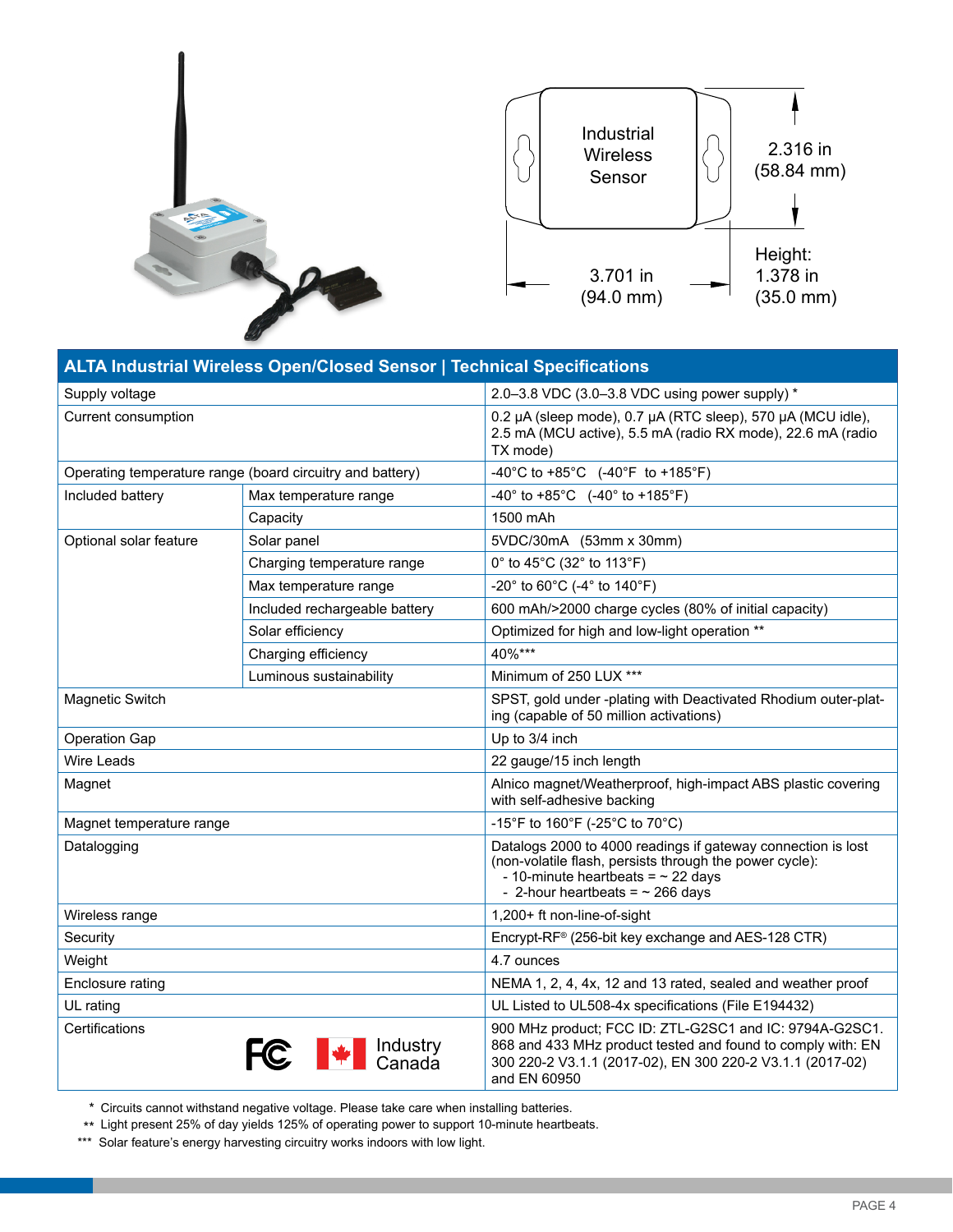Industrial Wireless Sensor

2.316 in (58.84 mm)

3.701 in (94.0 mm)

Height: 1.378 in (35.0 mm)

## ALTA Industrial Wireless Open/Closed Sensor | Technical Specifications

| | | |
|---|---|---|
| Supply voltage | | 2.0–3.8 VDC (3.0–3.8 VDC using power supply) * |
| Current consumption | | 0.2 µA (sleep mode), 0.7 µA (RTC sleep), 570 µA (MCU idle), 2.5 mA (MCU active), 5.5 mA (radio RX mode), 22.6 mA (radio TX mode) |
| Operating temperature range (board circuitry and battery) | | -40°C to +85°C (-40°F to +185°F) |
| Included battery | Max temperature range | -40° to +85°C (-40° to +185°F) |
| | Capacity | 1500 mAh |
| Optional solar feature | Solar panel | 5VDC/30mA (53mm x 30mm) |
| | Charging temperature range | 0° to 45°C (32° to 113°F) |
| | Max temperature range | -20° to 60°C (-4° to 140°F) |
| | Included rechargeable battery | 600 mAh/>2000 charge cycles (80% of initial capacity) |
| | Solar efficiency | Optimized for high and low-light operation ** |
| | Charging efficiency | 40%*** |
| | Luminous sustainability | Minimum of 250 LUX *** |
| Magnetic Switch | | SPST, gold under -plating with Deactivated Rhodium outer-plating (capable of 50 million activations) |
| Operation Gap | | Up to 3/4 inch |
| Wire Leads | | 22 gauge/15 inch length |
| Magnet | | Alnico magnet/Weatherproof, high-impact ABS plastic covering with self-adhesive backing |
| Magnet temperature range | | -15°F to 160°F (-25°C to 70°C) |
| Datalogging | | Datalogs 2000 to 4000 readings if gateway connection is lost (non-volatile flash, persists through the power cycle):<br>- 10-minute heartbeats = ~ 22 days<br>- 2-hour heartbeats = ~ 266 days |
| Wireless range | | 1,200+ ft non-line-of-sight |
| Security | | Encrypt-RF® (256-bit key exchange and AES-128 CTR) |
| Weight | | 4.7 ounces |
| Enclosure rating | | NEMA 1, 2, 4, 4x, 12 and 13 rated, sealed and weather proof |
| UL rating | | UL Listed to UL508-4x specifications (File E194432) |
| Certifications | FC, Industry Canada | 900 MHz product; FCC ID: ZTL-G2SC1 and IC: 9794A-G2SC1. 868 and 433 MHz product tested and found to comply with: EN 300 220-2 V3.1.1 (2017-02), EN 300 220-2 V3.1.1 (2017-02) and EN 60950 |

\* Circuits cannot withstand negative voltage. Please take care when installing batteries.

** Light present 25% of day yields 125% of operating power to support 10-minute heartbeats.

*** Solar feature's energy harvesting circuitry works indoors with low light.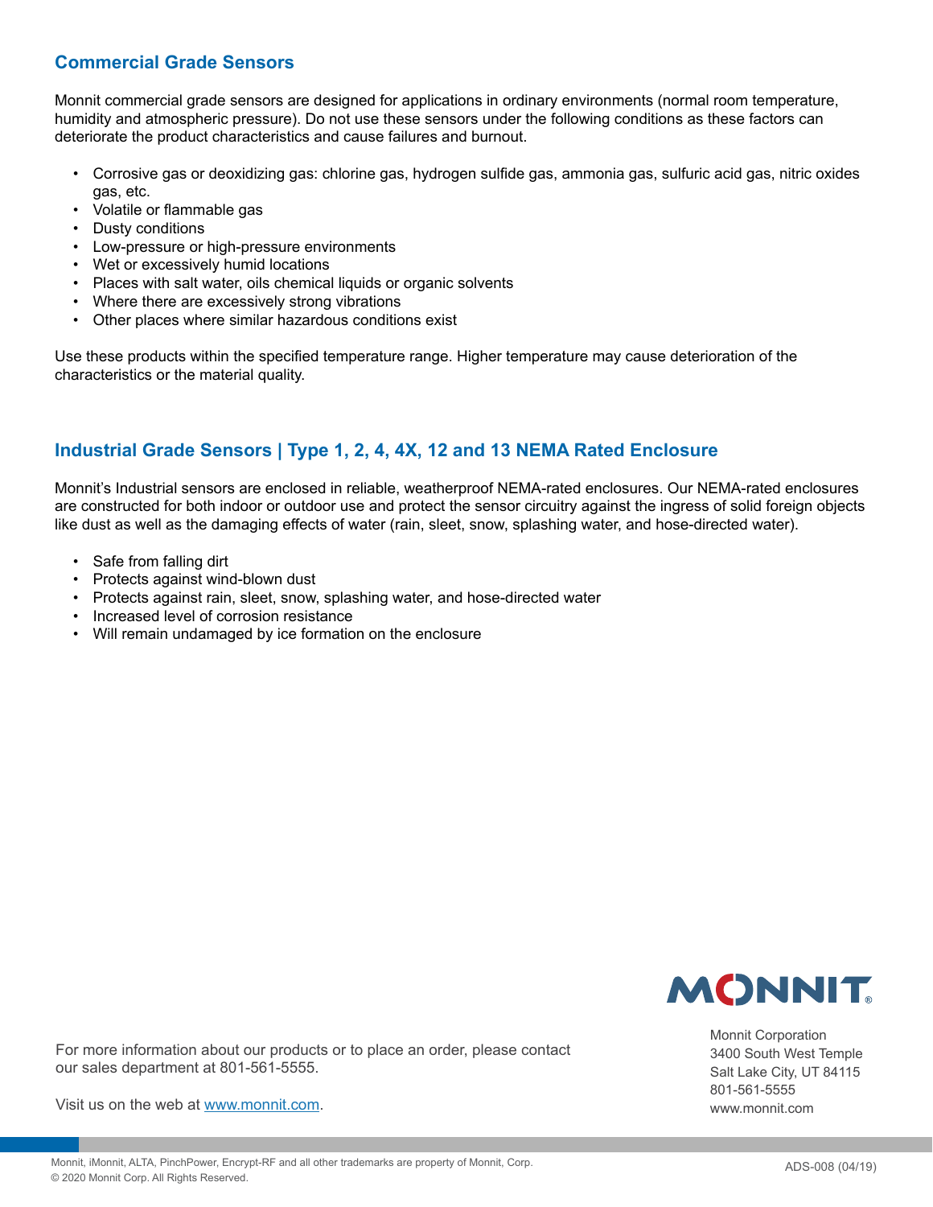## Commercial Grade Sensors

Monnit commercial grade sensors are designed for applications in ordinary environments (normal room temperature, humidity and atmospheric pressure). Do not use these sensors under the following conditions as these factors can deteriorate the product characteristics and cause failures and burnout.

- Corrosive gas or deoxidizing gas: chlorine gas, hydrogen sulfide gas, ammonia gas, sulfuric acid gas, nitric oxides gas, etc.
- Volatile or flammable gas
- Dusty conditions
- Low-pressure or high-pressure environments
- Wet or excessively humid locations
- Places with salt water, oils chemical liquids or organic solvents
- Where there are excessively strong vibrations
- Other places where similar hazardous conditions exist

Use these products within the specified temperature range. Higher temperature may cause deterioration of the characteristics or the material quality.

## Industrial Grade Sensors | Type 1, 2, 4, 4X, 12 and 13 NEMA Rated Enclosure

Monnit's Industrial sensors are enclosed in reliable, weatherproof NEMA-rated enclosures. Our NEMA-rated enclosures are constructed for both indoor or outdoor use and protect the sensor circuitry against the ingress of solid foreign objects like dust as well as the damaging effects of water (rain, sleet, snow, splashing water, and hose-directed water).

- Safe from falling dirt
- Protects against wind-blown dust
- Protects against rain, sleet, snow, splashing water, and hose-directed water
- Increased level of corrosion resistance
- Will remain undamaged by ice formation on the enclosure

For more information about our products or to place an order, please contact our sales department at 801-561-5555.

Visit us on the web at www.monnit.com.

MONNIT

Monnit Corporation
3400 South West Temple
Salt Lake City, UT 84115
801-561-5555
www.monnit.com

Monnit, iMonnit, ALTA, PinchPower, Encrypt-RF and all other trademarks are property of Monnit, Corp.
© 2020 Monnit Corp. All Rights Reserved.

ADS-008 (04/19)